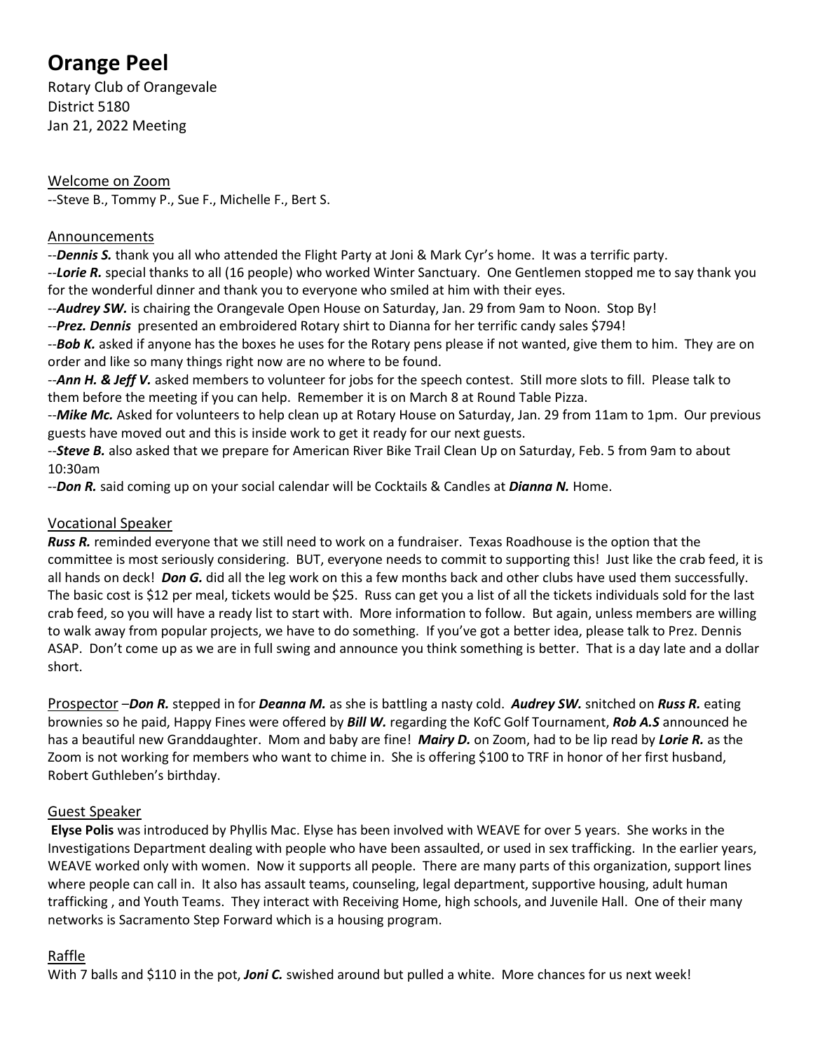# Orange Peel

Rotary Club of Orangevale
District 5180
Jan 21, 2022 Meeting

## Welcome on Zoom

--Steve B., Tommy P., Sue F., Michelle F., Bert S.

## Announcements

--***Dennis S.*** thank you all who attended the Flight Party at Joni & Mark Cyr's home. It was a terrific party.

--***Lorie R.*** special thanks to all (16 people) who worked Winter Sanctuary. One Gentlemen stopped me to say thank you for the wonderful dinner and thank you to everyone who smiled at him with their eyes.

--***Audrey SW.*** is chairing the Orangevale Open House on Saturday, Jan. 29 from 9am to Noon. Stop By!

--***Prez. Dennis*** presented an embroidered Rotary shirt to Dianna for her terrific candy sales $794!

--***Bob K.*** asked if anyone has the boxes he uses for the Rotary pens please if not wanted, give them to him. They are on order and like so many things right now are no where to be found.

--***Ann H. & Jeff V.*** asked members to volunteer for jobs for the speech contest. Still more slots to fill. Please talk to them before the meeting if you can help. Remember it is on March 8 at Round Table Pizza.

--***Mike Mc.*** Asked for volunteers to help clean up at Rotary House on Saturday, Jan. 29 from 11am to 1pm. Our previous guests have moved out and this is inside work to get it ready for our next guests.

--***Steve B.*** also asked that we prepare for American River Bike Trail Clean Up on Saturday, Feb. 5 from 9am to about 10:30am

--***Don R.*** said coming up on your social calendar will be Cocktails & Candles at ***Dianna N.*** Home.

## Vocational Speaker

***Russ R.*** reminded everyone that we still need to work on a fundraiser. Texas Roadhouse is the option that the committee is most seriously considering. BUT, everyone needs to commit to supporting this! Just like the crab feed, it is all hands on deck! ***Don G.*** did all the leg work on this a few months back and other clubs have used them successfully. The basic cost is $12 per meal, tickets would be $25. Russ can get you a list of all the tickets individuals sold for the last crab feed, so you will have a ready list to start with. More information to follow. But again, unless members are willing to walk away from popular projects, we have to do something. If you've got a better idea, please talk to Prez. Dennis ASAP. Don't come up as we are in full swing and announce you think something is better. That is a day late and a dollar short.

## Prospector

–***Don R.*** stepped in for ***Deanna M.*** as she is battling a nasty cold. ***Audrey SW.*** snitched on ***Russ R.*** eating brownies so he paid, Happy Fines were offered by ***Bill W.*** regarding the KofC Golf Tournament, ***Rob A.S*** announced he has a beautiful new Granddaughter. Mom and baby are fine! ***Mairy D.*** on Zoom, had to be lip read by ***Lorie R.*** as the Zoom is not working for members who want to chime in. She is offering $100 to TRF in honor of her first husband, Robert Guthleben's birthday.

## Guest Speaker

**Elyse Polis** was introduced by Phyllis Mac. Elyse has been involved with WEAVE for over 5 years. She works in the Investigations Department dealing with people who have been assaulted, or used in sex trafficking. In the earlier years, WEAVE worked only with women. Now it supports all people. There are many parts of this organization, support lines where people can call in. It also has assault teams, counseling, legal department, supportive housing, adult human trafficking , and Youth Teams. They interact with Receiving Home, high schools, and Juvenile Hall. One of their many networks is Sacramento Step Forward which is a housing program.

## Raffle

With 7 balls and $110 in the pot, ***Joni C.*** swished around but pulled a white. More chances for us next week!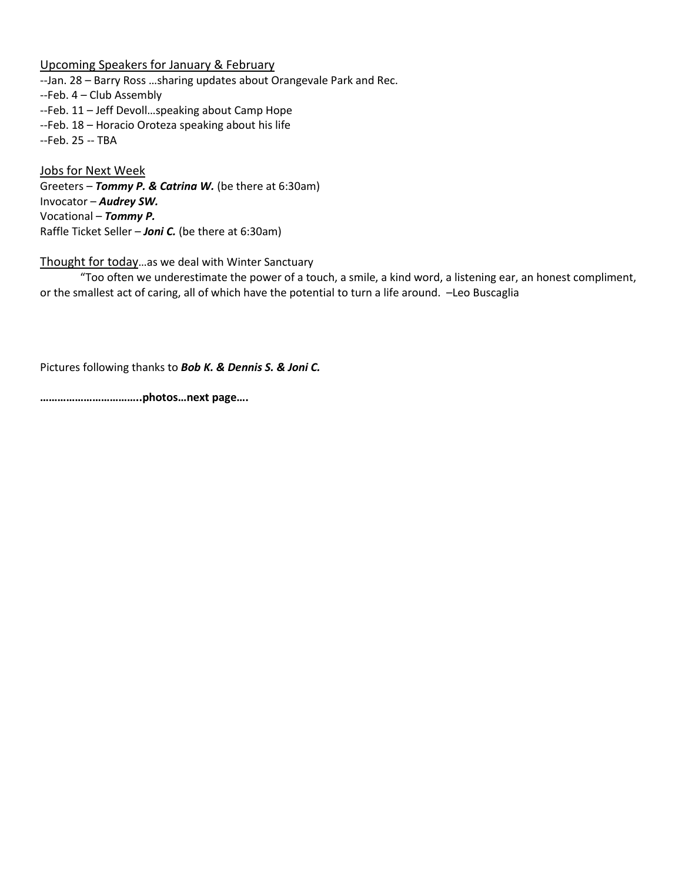Upcoming Speakers for January & February

--Jan. 28 – Barry Ross …sharing updates about Orangevale Park and Rec.
--Feb. 4 – Club Assembly
--Feb. 11 – Jeff Devoll…speaking about Camp Hope
--Feb. 18 – Horacio Oroteza speaking about his life
--Feb. 25 -- TBA

Jobs for Next Week

Greeters – ***Tommy P. & Catrina W.*** (be there at 6:30am)
Invocator – ***Audrey SW.***
Vocational – ***Tommy P.***
Raffle Ticket Seller – ***Joni C.*** (be there at 6:30am)

Thought for today…as we deal with Winter Sanctuary

"Too often we underestimate the power of a touch, a smile, a kind word, a listening ear, an honest compliment, or the smallest act of caring, all of which have the potential to turn a life around. –Leo Buscaglia

Pictures following thanks to ***Bob K. & Dennis S. & Joni C.***

**……………………………..photos…next page….**